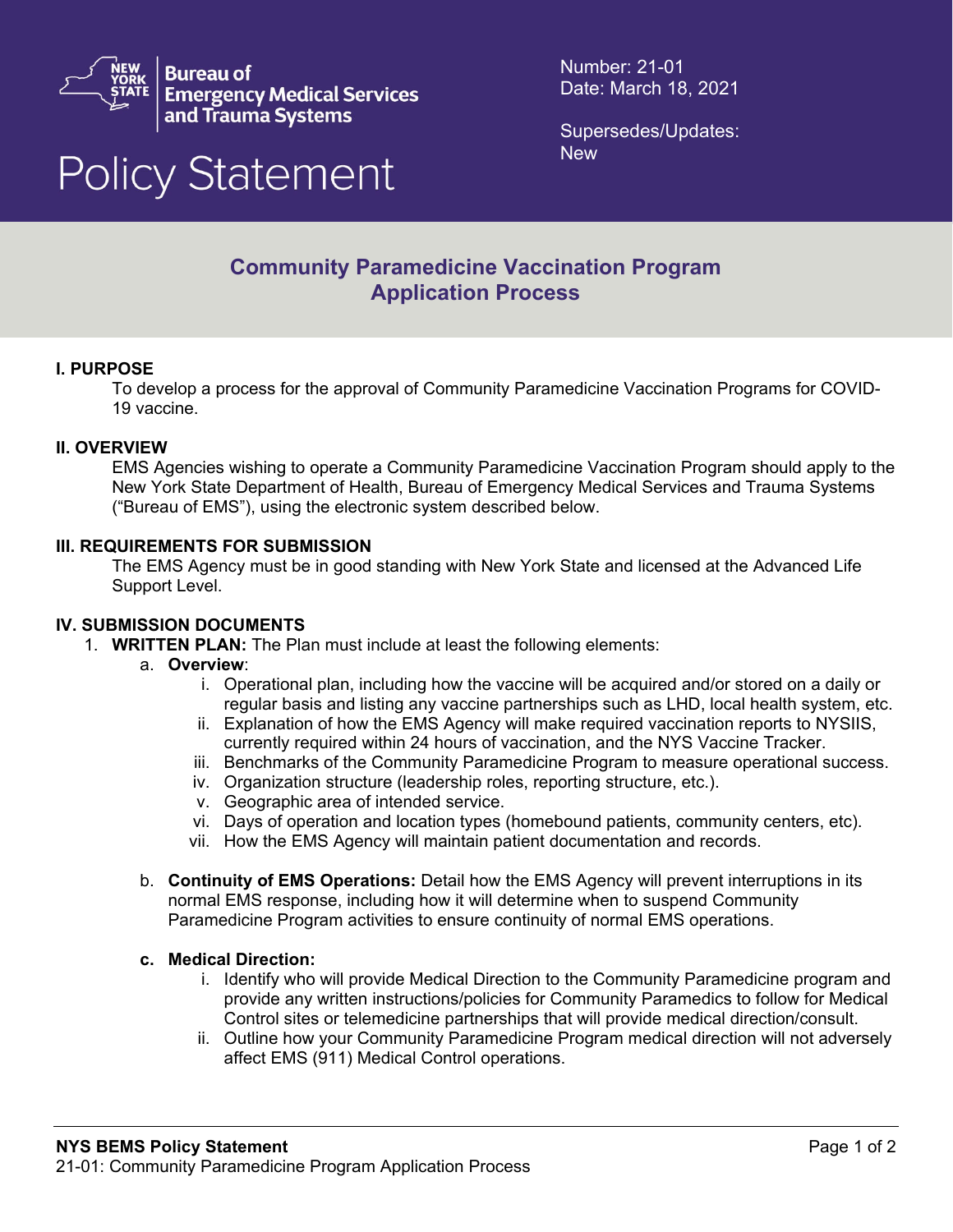Bureau of Emergency Medical Services and Trauma Systems

Number: 21-01
Date: March 18, 2021

Supersedes/Updates:
New

# Policy Statement

## Community Paramedicine Vaccination Program Application Process

### I. PURPOSE

To develop a process for the approval of Community Paramedicine Vaccination Programs for COVID-19 vaccine.

### II. OVERVIEW

EMS Agencies wishing to operate a Community Paramedicine Vaccination Program should apply to the New York State Department of Health, Bureau of Emergency Medical Services and Trauma Systems ("Bureau of EMS"), using the electronic system described below.

### III. REQUIREMENTS FOR SUBMISSION

The EMS Agency must be in good standing with New York State and licensed at the Advanced Life Support Level.

### IV. SUBMISSION DOCUMENTS

1. **WRITTEN PLAN:** The Plan must include at least the following elements:
   a. **Overview**:
      i. Operational plan, including how the vaccine will be acquired and/or stored on a daily or regular basis and listing any vaccine partnerships such as LHD, local health system, etc.
      ii. Explanation of how the EMS Agency will make required vaccination reports to NYSIIS, currently required within 24 hours of vaccination, and the NYS Vaccine Tracker.
      iii. Benchmarks of the Community Paramedicine Program to measure operational success.
      iv. Organization structure (leadership roles, reporting structure, etc.).
      v. Geographic area of intended service.
      vi. Days of operation and location types (homebound patients, community centers, etc).
      vii. How the EMS Agency will maintain patient documentation and records.

   b. **Continuity of EMS Operations:** Detail how the EMS Agency will prevent interruptions in its normal EMS response, including how it will determine when to suspend Community Paramedicine Program activities to ensure continuity of normal EMS operations.

   c. **Medical Direction:**
      i. Identify who will provide Medical Direction to the Community Paramedicine program and provide any written instructions/policies for Community Paramedics to follow for Medical Control sites or telemedicine partnerships that will provide medical direction/consult.
      ii. Outline how your Community Paramedicine Program medical direction will not adversely affect EMS (911) Medical Control operations.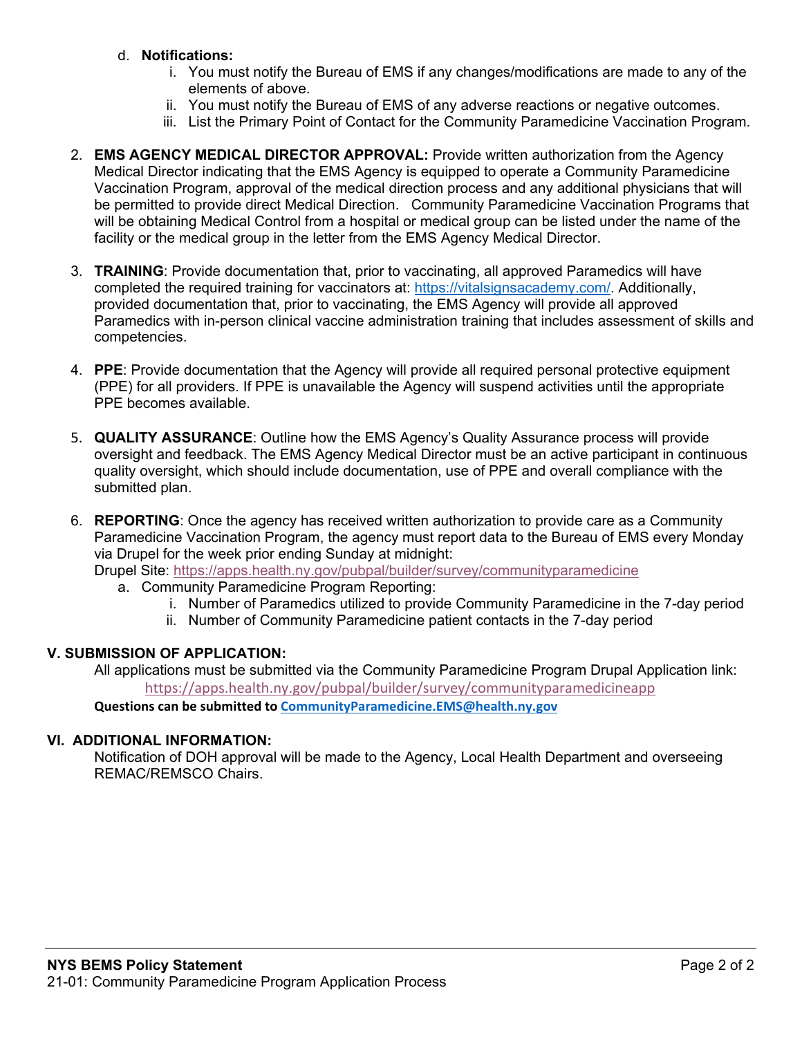d. **Notifications:**
    i. You must notify the Bureau of EMS if any changes/modifications are made to any of the elements of above.
    ii. You must notify the Bureau of EMS of any adverse reactions or negative outcomes.
    iii. List the Primary Point of Contact for the Community Paramedicine Vaccination Program.

2. **EMS AGENCY MEDICAL DIRECTOR APPROVAL:** Provide written authorization from the Agency Medical Director indicating that the EMS Agency is equipped to operate a Community Paramedicine Vaccination Program, approval of the medical direction process and any additional physicians that will be permitted to provide direct Medical Direction. Community Paramedicine Vaccination Programs that will be obtaining Medical Control from a hospital or medical group can be listed under the name of the facility or the medical group in the letter from the EMS Agency Medical Director.

3. **TRAINING**: Provide documentation that, prior to vaccinating, all approved Paramedics will have completed the required training for vaccinators at: https://vitalsignsacademy.com/. Additionally, provided documentation that, prior to vaccinating, the EMS Agency will provide all approved Paramedics with in-person clinical vaccine administration training that includes assessment of skills and competencies.

4. **PPE**: Provide documentation that the Agency will provide all required personal protective equipment (PPE) for all providers. If PPE is unavailable the Agency will suspend activities until the appropriate PPE becomes available.

5. **QUALITY ASSURANCE**: Outline how the EMS Agency's Quality Assurance process will provide oversight and feedback. The EMS Agency Medical Director must be an active participant in continuous quality oversight, which should include documentation, use of PPE and overall compliance with the submitted plan.

6. **REPORTING**: Once the agency has received written authorization to provide care as a Community Paramedicine Vaccination Program, the agency must report data to the Bureau of EMS every Monday via Drupel for the week prior ending Sunday at midnight:
   Drupel Site: https://apps.health.ny.gov/pubpal/builder/survey/communityparamedicine
   a. Community Paramedicine Program Reporting:
      i. Number of Paramedics utilized to provide Community Paramedicine in the 7-day period
      ii. Number of Community Paramedicine patient contacts in the 7-day period

## V. SUBMISSION OF APPLICATION:

All applications must be submitted via the Community Paramedicine Program Drupal Application link:
https://apps.health.ny.gov/pubpal/builder/survey/communityparamedicineapp

**Questions can be submitted to CommunityParamedicine.EMS@health.ny.gov**

## VI. ADDITIONAL INFORMATION:

Notification of DOH approval will be made to the Agency, Local Health Department and overseeing REMAC/REMSCO Chairs.